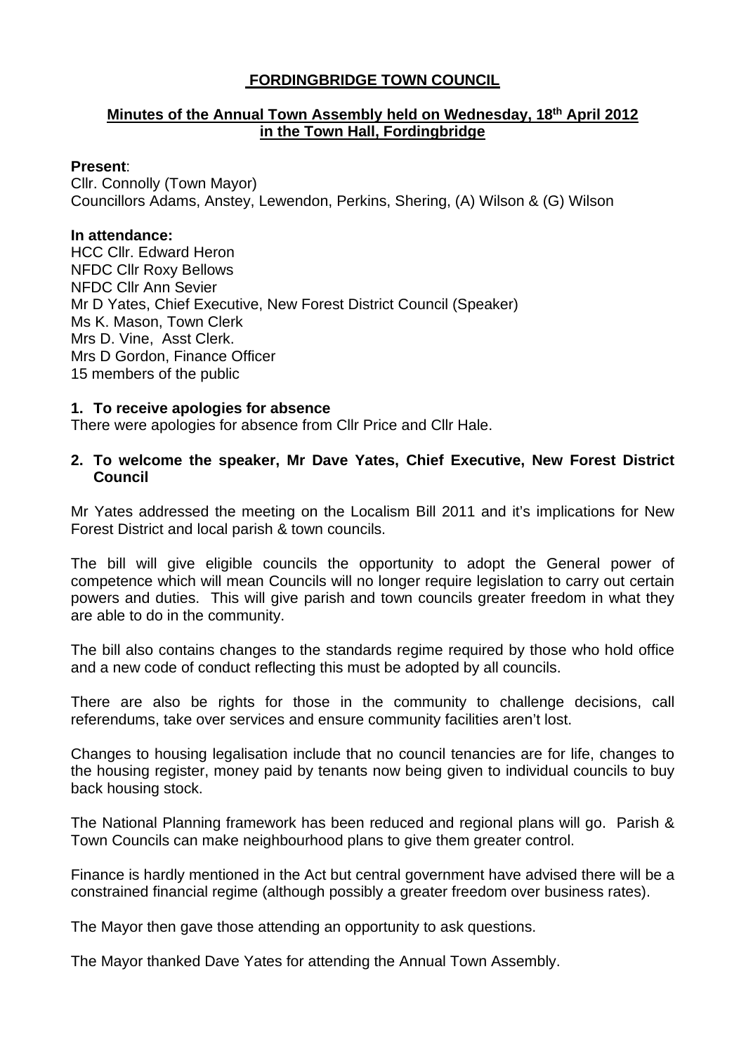# FORDINGBRIDGE TOWN COUNCIL

## Minutes of the Annual Town Assembly held on Wednesday, 18th April 2012 in the Town Hall, Fordingbridge

**Present**:
Cllr. Connolly (Town Mayor)
Councillors Adams, Anstey, Lewendon, Perkins, Shering, (A) Wilson & (G) Wilson

**In attendance:**
HCC Cllr. Edward Heron
NFDC Cllr Roxy Bellows
NFDC Cllr Ann Sevier
Mr D Yates, Chief Executive, New Forest District Council (Speaker)
Ms K. Mason, Town Clerk
Mrs D. Vine, Asst Clerk.
Mrs D Gordon, Finance Officer
15 members of the public

**1. To receive apologies for absence**

There were apologies for absence from Cllr Price and Cllr Hale.

**2. To welcome the speaker, Mr Dave Yates, Chief Executive, New Forest District Council**

Mr Yates addressed the meeting on the Localism Bill 2011 and it's implications for New Forest District and local parish & town councils.

The bill will give eligible councils the opportunity to adopt the General power of competence which will mean Councils will no longer require legislation to carry out certain powers and duties. This will give parish and town councils greater freedom in what they are able to do in the community.

The bill also contains changes to the standards regime required by those who hold office and a new code of conduct reflecting this must be adopted by all councils.

There are also be rights for those in the community to challenge decisions, call referendums, take over services and ensure community facilities aren't lost.

Changes to housing legalisation include that no council tenancies are for life, changes to the housing register, money paid by tenants now being given to individual councils to buy back housing stock.

The National Planning framework has been reduced and regional plans will go. Parish & Town Councils can make neighbourhood plans to give them greater control.

Finance is hardly mentioned in the Act but central government have advised there will be a constrained financial regime (although possibly a greater freedom over business rates).

The Mayor then gave those attending an opportunity to ask questions.

The Mayor thanked Dave Yates for attending the Annual Town Assembly.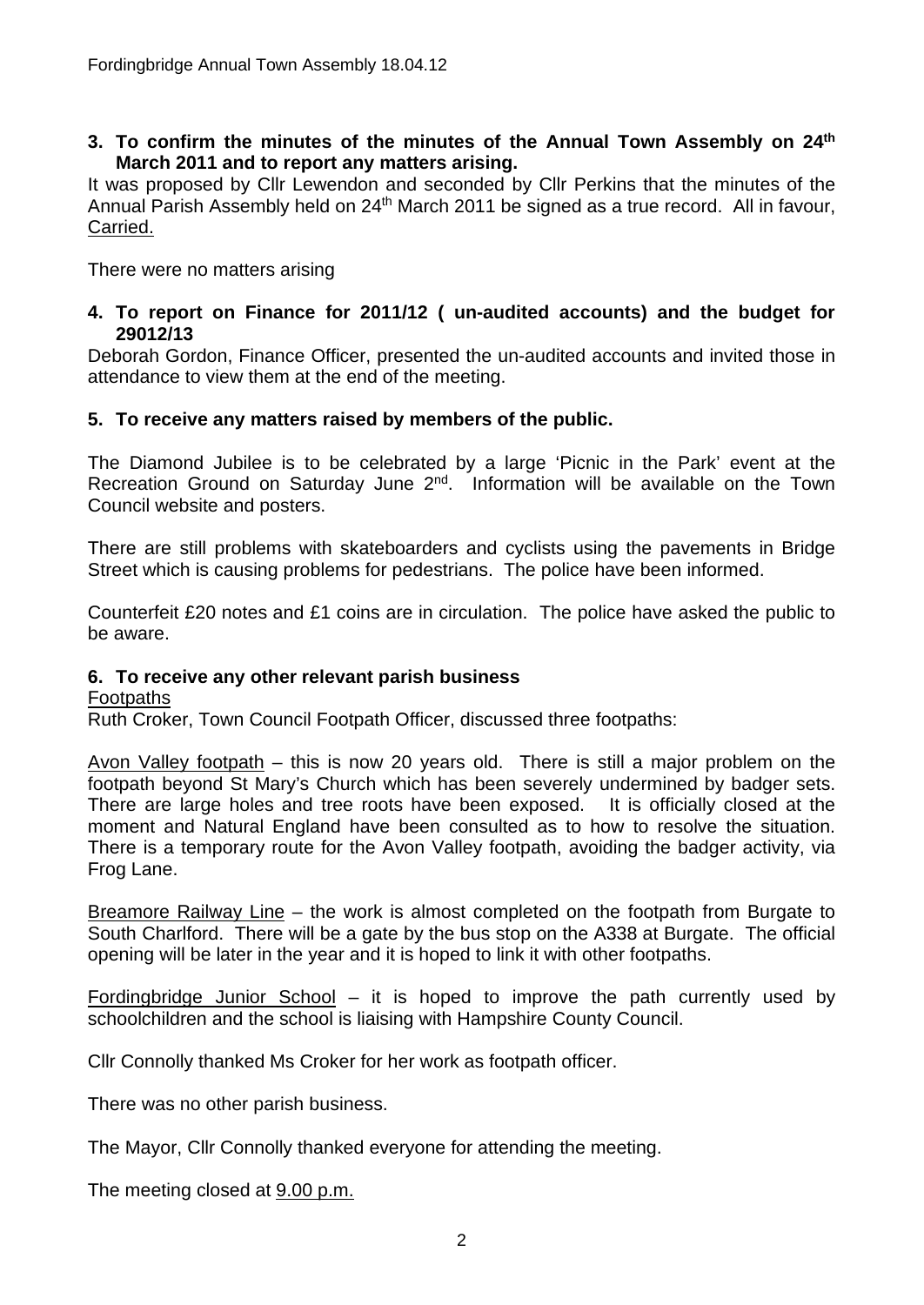**3. To confirm the minutes of the minutes of the Annual Town Assembly on 24th March 2011 and to report any matters arising.**

It was proposed by Cllr Lewendon and seconded by Cllr Perkins that the minutes of the Annual Parish Assembly held on 24th March 2011 be signed as a true record. All in favour, Carried.

There were no matters arising

**4. To report on Finance for 2011/12 ( un-audited accounts) and the budget for 29012/13**

Deborah Gordon, Finance Officer, presented the un-audited accounts and invited those in attendance to view them at the end of the meeting.

**5. To receive any matters raised by members of the public.**

The Diamond Jubilee is to be celebrated by a large 'Picnic in the Park' event at the Recreation Ground on Saturday June 2nd. Information will be available on the Town Council website and posters.

There are still problems with skateboarders and cyclists using the pavements in Bridge Street which is causing problems for pedestrians. The police have been informed.

Counterfeit £20 notes and £1 coins are in circulation. The police have asked the public to be aware.

**6. To receive any other relevant parish business**

Footpaths

Ruth Croker, Town Council Footpath Officer, discussed three footpaths:

Avon Valley footpath – this is now 20 years old. There is still a major problem on the footpath beyond St Mary's Church which has been severely undermined by badger sets. There are large holes and tree roots have been exposed. It is officially closed at the moment and Natural England have been consulted as to how to resolve the situation. There is a temporary route for the Avon Valley footpath, avoiding the badger activity, via Frog Lane.

Breamore Railway Line – the work is almost completed on the footpath from Burgate to South Charlford. There will be a gate by the bus stop on the A338 at Burgate. The official opening will be later in the year and it is hoped to link it with other footpaths.

Fordingbridge Junior School – it is hoped to improve the path currently used by schoolchildren and the school is liaising with Hampshire County Council.

Cllr Connolly thanked Ms Croker for her work as footpath officer.

There was no other parish business.

The Mayor, Cllr Connolly thanked everyone for attending the meeting.

The meeting closed at 9.00 p.m.